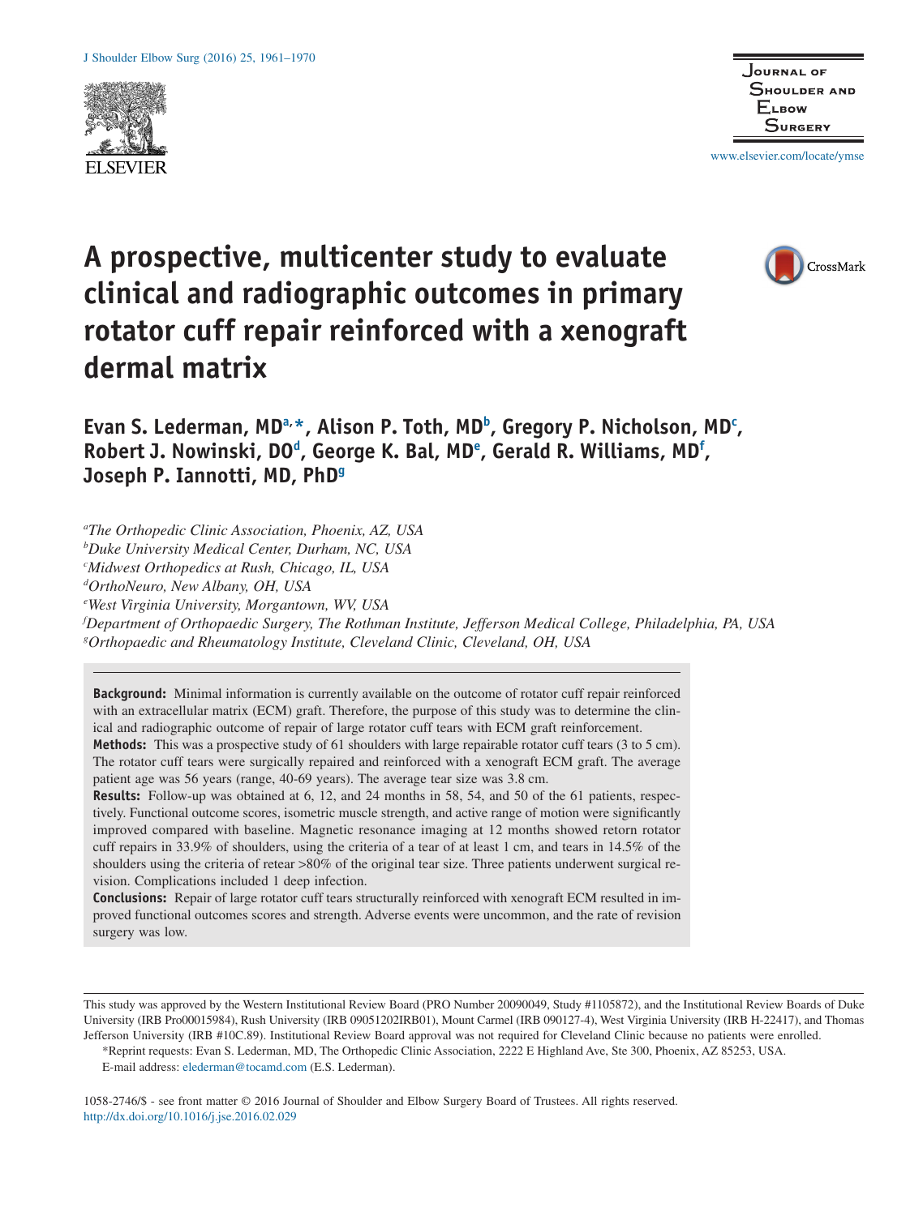# A prospective, multicenter study to evaluate clinical and radiographic outcomes in primary rotator cuff repair reinforced with a xenograft dermal matrix

**Evan S. Lederman, MD[a,*], Alison P. Toth, MD[b], Gregory P. Nicholson, MD[c], Robert J. Nowinski, DO[d], George K. Bal, MD[e], Gerald R. Williams, MD[f], Joseph P. Iannotti, MD, PhD[g]**

[a]*The Orthopedic Clinic Association, Phoenix, AZ, USA*
[b]*Duke University Medical Center, Durham, NC, USA*
[c]*Midwest Orthopedics at Rush, Chicago, IL, USA*
[d]*OrthoNeuro, New Albany, OH, USA*
[e]*West Virginia University, Morgantown, WV, USA*
[f]*Department of Orthopaedic Surgery, The Rothman Institute, Jefferson Medical College, Philadelphia, PA, USA*
[g]*Orthopaedic and Rheumatology Institute, Cleveland Clinic, Cleveland, OH, USA*

**Background:** Minimal information is currently available on the outcome of rotator cuff repair reinforced with an extracellular matrix (ECM) graft. Therefore, the purpose of this study was to determine the clinical and radiographic outcome of repair of large rotator cuff tears with ECM graft reinforcement.

**Methods:** This was a prospective study of 61 shoulders with large repairable rotator cuff tears (3 to 5 cm). The rotator cuff tears were surgically repaired and reinforced with a xenograft ECM graft. The average patient age was 56 years (range, 40-69 years). The average tear size was 3.8 cm.

**Results:** Follow-up was obtained at 6, 12, and 24 months in 58, 54, and 50 of the 61 patients, respectively. Functional outcome scores, isometric muscle strength, and active range of motion were significantly improved compared with baseline. Magnetic resonance imaging at 12 months showed retorn rotator cuff repairs in 33.9% of shoulders, using the criteria of a tear of at least 1 cm, and tears in 14.5% of the shoulders using the criteria of retear >80% of the original tear size. Three patients underwent surgical revision. Complications included 1 deep infection.

**Conclusions:** Repair of large rotator cuff tears structurally reinforced with xenograft ECM resulted in improved functional outcomes scores and strength. Adverse events were uncommon, and the rate of revision surgery was low.

This study was approved by the Western Institutional Review Board (PRO Number 20090049, Study #1105872), and the Institutional Review Boards of Duke University (IRB Pro00015984), Rush University (IRB 09051202IRB01), Mount Carmel (IRB 090127-4), West Virginia University (IRB H-22417), and Thomas Jefferson University (IRB #10C.89). Institutional Review Board approval was not required for Cleveland Clinic because no patients were enrolled.

*Reprint requests: Evan S. Lederman, MD, The Orthopedic Clinic Association, 2222 E Highland Ave, Ste 300, Phoenix, AZ 85253, USA.

E-mail address: elederman@tocamd.com (E.S. Lederman).

1058-2746/$ - see front matter © 2016 Journal of Shoulder and Elbow Surgery Board of Trustees. All rights reserved.
http://dx.doi.org/10.1016/j.jse.2016.02.029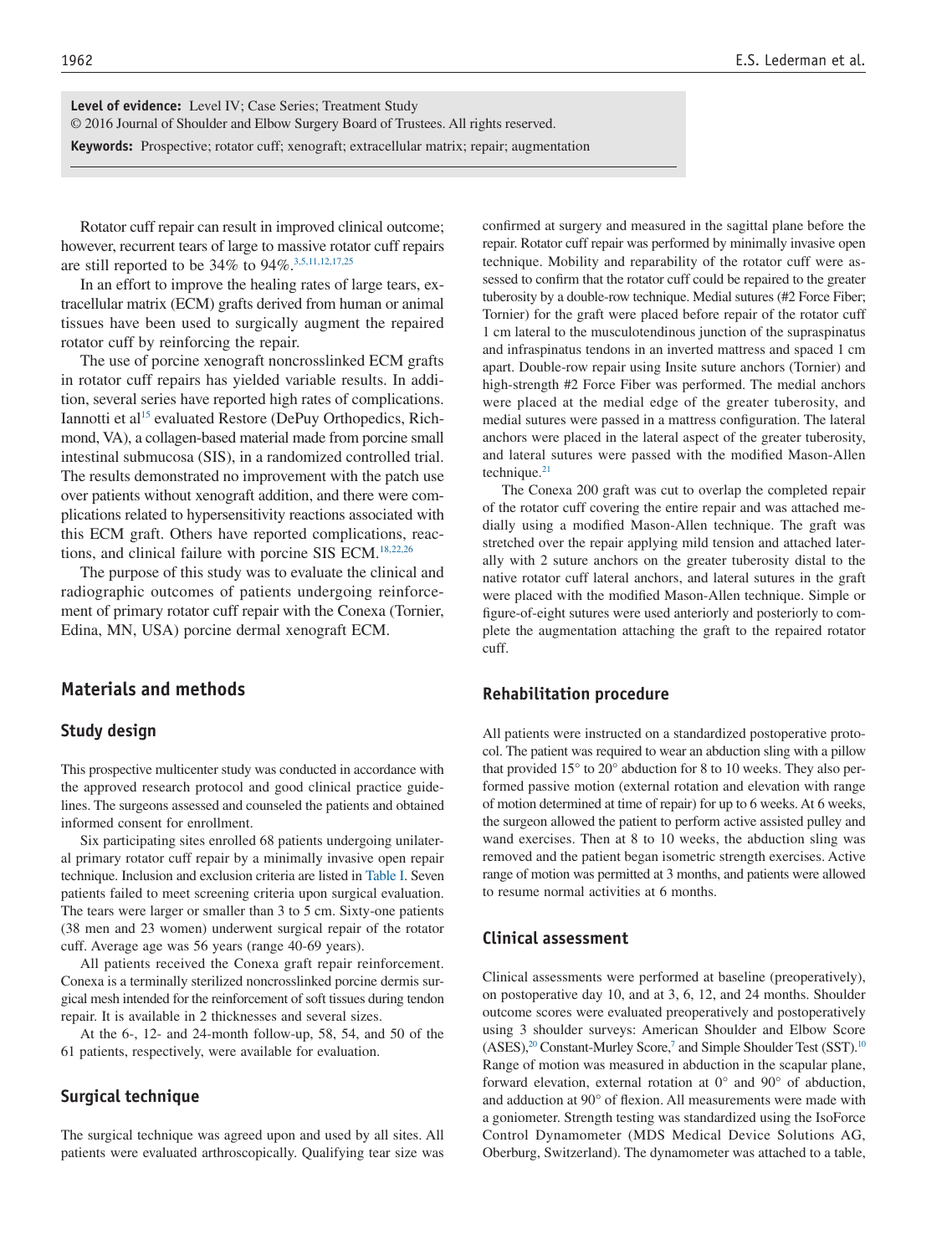**Level of evidence:** Level IV; Case Series; Treatment Study

© 2016 Journal of Shoulder and Elbow Surgery Board of Trustees. All rights reserved.

**Keywords:** Prospective; rotator cuff; xenograft; extracellular matrix; repair; augmentation

Rotator cuff repair can result in improved clinical outcome; however, recurrent tears of large to massive rotator cuff repairs are still reported to be 34% to 94%.[3,5,11,12,17,25]

In an effort to improve the healing rates of large tears, extracellular matrix (ECM) grafts derived from human or animal tissues have been used to surgically augment the repaired rotator cuff by reinforcing the repair.

The use of porcine xenograft noncrosslinked ECM grafts in rotator cuff repairs has yielded variable results. In addition, several series have reported high rates of complications. Iannotti et al[15] evaluated Restore (DePuy Orthopedics, Richmond, VA), a collagen-based material made from porcine small intestinal submucosa (SIS), in a randomized controlled trial. The results demonstrated no improvement with the patch use over patients without xenograft addition, and there were complications related to hypersensitivity reactions associated with this ECM graft. Others have reported complications, reactions, and clinical failure with porcine SIS ECM.[18,22,26]

The purpose of this study was to evaluate the clinical and radiographic outcomes of patients undergoing reinforcement of primary rotator cuff repair with the Conexa (Tornier, Edina, MN, USA) porcine dermal xenograft ECM.

## Materials and methods

### Study design

This prospective multicenter study was conducted in accordance with the approved research protocol and good clinical practice guidelines. The surgeons assessed and counseled the patients and obtained informed consent for enrollment.

Six participating sites enrolled 68 patients undergoing unilateral primary rotator cuff repair by a minimally invasive open repair technique. Inclusion and exclusion criteria are listed in Table I. Seven patients failed to meet screening criteria upon surgical evaluation. The tears were larger or smaller than 3 to 5 cm. Sixty-one patients (38 men and 23 women) underwent surgical repair of the rotator cuff. Average age was 56 years (range 40-69 years).

All patients received the Conexa graft repair reinforcement. Conexa is a terminally sterilized noncrosslinked porcine dermis surgical mesh intended for the reinforcement of soft tissues during tendon repair. It is available in 2 thicknesses and several sizes.

At the 6-, 12- and 24-month follow-up, 58, 54, and 50 of the 61 patients, respectively, were available for evaluation.

### Surgical technique

The surgical technique was agreed upon and used by all sites. All patients were evaluated arthroscopically. Qualifying tear size was confirmed at surgery and measured in the sagittal plane before the repair. Rotator cuff repair was performed by minimally invasive open technique. Mobility and reparability of the rotator cuff were assessed to confirm that the rotator cuff could be repaired to the greater tuberosity by a double-row technique. Medial sutures (#2 Force Fiber; Tornier) for the graft were placed before repair of the rotator cuff 1 cm lateral to the musculotendinous junction of the supraspinatus and infraspinatus tendons in an inverted mattress and spaced 1 cm apart. Double-row repair using Insite suture anchors (Tornier) and high-strength #2 Force Fiber was performed. The medial anchors were placed at the medial edge of the greater tuberosity, and medial sutures were passed in a mattress configuration. The lateral anchors were placed in the lateral aspect of the greater tuberosity, and lateral sutures were passed with the modified Mason-Allen technique.[21]

The Conexa 200 graft was cut to overlap the completed repair of the rotator cuff covering the entire repair and was attached medially using a modified Mason-Allen technique. The graft was stretched over the repair applying mild tension and attached laterally with 2 suture anchors on the greater tuberosity distal to the native rotator cuff lateral anchors, and lateral sutures in the graft were placed with the modified Mason-Allen technique. Simple or figure-of-eight sutures were used anteriorly and posteriorly to complete the augmentation attaching the graft to the repaired rotator cuff.

### Rehabilitation procedure

All patients were instructed on a standardized postoperative protocol. The patient was required to wear an abduction sling with a pillow that provided 15° to 20° abduction for 8 to 10 weeks. They also performed passive motion (external rotation and elevation with range of motion determined at time of repair) for up to 6 weeks. At 6 weeks, the surgeon allowed the patient to perform active assisted pulley and wand exercises. Then at 8 to 10 weeks, the abduction sling was removed and the patient began isometric strength exercises. Active range of motion was permitted at 3 months, and patients were allowed to resume normal activities at 6 months.

### Clinical assessment

Clinical assessments were performed at baseline (preoperatively), on postoperative day 10, and at 3, 6, 12, and 24 months. Shoulder outcome scores were evaluated preoperatively and postoperatively using 3 shoulder surveys: American Shoulder and Elbow Score (ASES),[20] Constant-Murley Score,[7] and Simple Shoulder Test (SST).[10] Range of motion was measured in abduction in the scapular plane, forward elevation, external rotation at 0° and 90° of abduction, and adduction at 90° of flexion. All measurements were made with a goniometer. Strength testing was standardized using the IsoForce Control Dynamometer (MDS Medical Device Solutions AG, Oberburg, Switzerland). The dynamometer was attached to a table,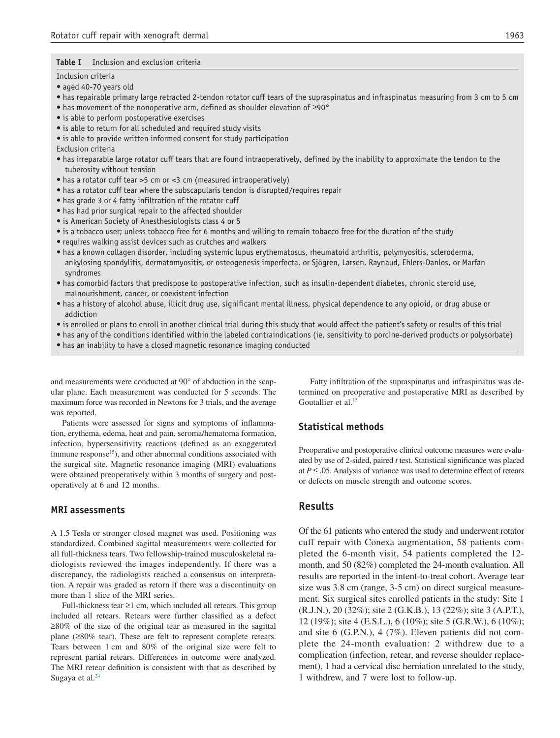**Table I** Inclusion and exclusion criteria

Inclusion criteria

- aged 40-70 years old
- has repairable primary large retracted 2-tendon rotator cuff tears of the supraspinatus and infraspinatus measuring from 3 cm to 5 cm
- has movement of the nonoperative arm, defined as shoulder elevation of ≥90°
- is able to perform postoperative exercises
- is able to return for all scheduled and required study visits
- is able to provide written informed consent for study participation

Exclusion criteria

- has irreparable large rotator cuff tears that are found intraoperatively, defined by the inability to approximate the tendon to the tuberosity without tension
- has a rotator cuff tear >5 cm or <3 cm (measured intraoperatively)
- has a rotator cuff tear where the subscapularis tendon is disrupted/requires repair
- has grade 3 or 4 fatty infiltration of the rotator cuff
- has had prior surgical repair to the affected shoulder
- is American Society of Anesthesiologists class 4 or 5
- is a tobacco user; unless tobacco free for 6 months and willing to remain tobacco free for the duration of the study
- requires walking assist devices such as crutches and walkers
- has a known collagen disorder, including systemic lupus erythematosus, rheumatoid arthritis, polymyositis, scleroderma, ankylosing spondylitis, dermatomyositis, or osteogenesis imperfecta, or Sjögren, Larsen, Raynaud, Ehlers-Danlos, or Marfan syndromes
- has comorbid factors that predispose to postoperative infection, such as insulin-dependent diabetes, chronic steroid use, malnourishment, cancer, or coexistent infection
- has a history of alcohol abuse, illicit drug use, significant mental illness, physical dependence to any opioid, or drug abuse or addiction
- is enrolled or plans to enroll in another clinical trial during this study that would affect the patient's safety or results of this trial
- has any of the conditions identified within the labeled contraindications (ie, sensitivity to porcine-derived products or polysorbate)
- has an inability to have a closed magnetic resonance imaging conducted

and measurements were conducted at 90° of abduction in the scapular plane. Each measurement was conducted for 5 seconds. The maximum force was recorded in Newtons for 3 trials, and the average was reported.

Patients were assessed for signs and symptoms of inflammation, erythema, edema, heat and pain, seroma/hematoma formation, infection, hypersensitivity reactions (defined as an exaggerated immune response[15]), and other abnormal conditions associated with the surgical site. Magnetic resonance imaging (MRI) evaluations were obtained preoperatively within 3 months of surgery and postoperatively at 6 and 12 months.

### MRI assessments

A 1.5 Tesla or stronger closed magnet was used. Positioning was standardized. Combined sagittal measurements were collected for all full-thickness tears. Two fellowship-trained musculoskeletal radiologists reviewed the images independently. If there was a discrepancy, the radiologists reached a consensus on interpretation. A repair was graded as retorn if there was a discontinuity on more than 1 slice of the MRI series.

Full-thickness tear ≥1 cm, which included all retears. This group included all retears. Retears were further classified as a defect ≥80% of the size of the original tear as measured in the sagittal plane (≥80% tear). These are felt to represent complete retears. Tears between 1 cm and 80% of the original size were felt to represent partial retears. Differences in outcome were analyzed. The MRI retear definition is consistent with that as described by Sugaya et al.[24]

Fatty infiltration of the supraspinatus and infraspinatus was determined on preoperative and postoperative MRI as described by Goutallier et al.[13]

### Statistical methods

Preoperative and postoperative clinical outcome measures were evaluated by use of 2-sided, paired *t* test. Statistical significance was placed at $P \leq .05$. Analysis of variance was used to determine effect of retears or defects on muscle strength and outcome scores.

## Results

Of the 61 patients who entered the study and underwent rotator cuff repair with Conexa augmentation, 58 patients completed the 6-month visit, 54 patients completed the 12-month, and 50 (82%) completed the 24-month evaluation. All results are reported in the intent-to-treat cohort. Average tear size was 3.8 cm (range, 3-5 cm) on direct surgical measurement. Six surgical sites enrolled patients in the study: Site 1 (R.J.N.), 20 (32%); site 2 (G.K.B.), 13 (22%); site 3 (A.P.T.), 12 (19%); site 4 (E.S.L.), 6 (10%); site 5 (G.R.W.), 6 (10%); and site 6 (G.P.N.), 4 (7%). Eleven patients did not complete the 24-month evaluation: 2 withdrew due to a complication (infection, retear, and reverse shoulder replacement), 1 had a cervical disc herniation unrelated to the study, 1 withdrew, and 7 were lost to follow-up.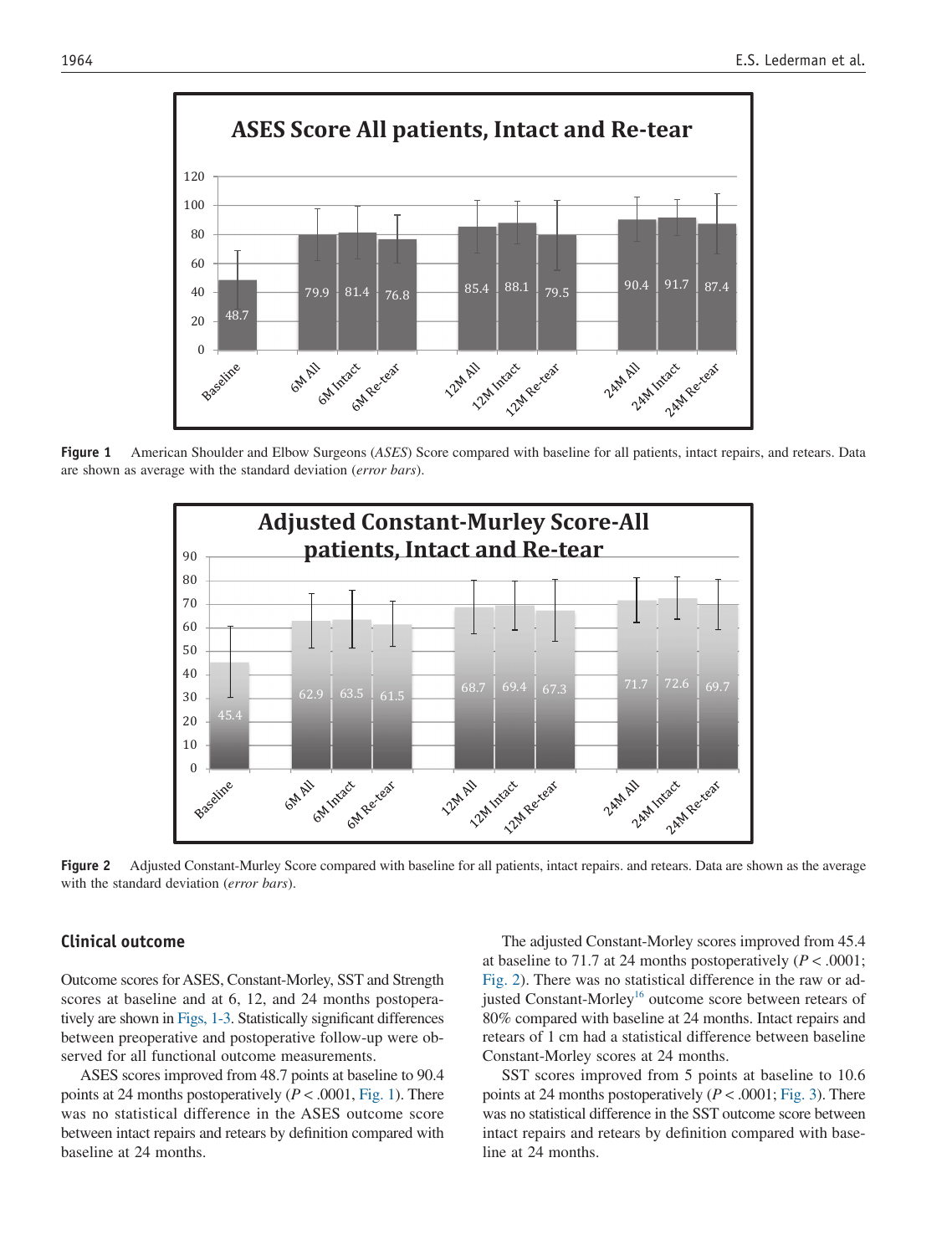**Figure 1** American Shoulder and Elbow Surgeons (*ASES*) Score compared with baseline for all patients, intact repairs, and retears. Data are shown as average with the standard deviation (*error bars*).

**Figure 2** Adjusted Constant-Murley Score compared with baseline for all patients, intact repairs. and retears. Data are shown as the average with the standard deviation (*error bars*).

## Clinical outcome

Outcome scores for ASES, Constant-Morley, SST and Strength scores at baseline and at 6, 12, and 24 months postoperatively are shown in Figs, 1-3. Statistically significant differences between preoperative and postoperative follow-up were observed for all functional outcome measurements.

ASES scores improved from 48.7 points at baseline to 90.4 points at 24 months postoperatively ($P < .0001$, Fig. 1). There was no statistical difference in the ASES outcome score between intact repairs and retears by definition compared with baseline at 24 months.

The adjusted Constant-Morley scores improved from 45.4 at baseline to 71.7 at 24 months postoperatively ($P < .0001$; Fig. 2). There was no statistical difference in the raw or adjusted Constant-Morley[16] outcome score between retears of 80% compared with baseline at 24 months. Intact repairs and retears of 1 cm had a statistical difference between baseline Constant-Morley scores at 24 months.

SST scores improved from 5 points at baseline to 10.6 points at 24 months postoperatively ($P < .0001$; Fig. 3). There was no statistical difference in the SST outcome score between intact repairs and retears by definition compared with baseline at 24 months.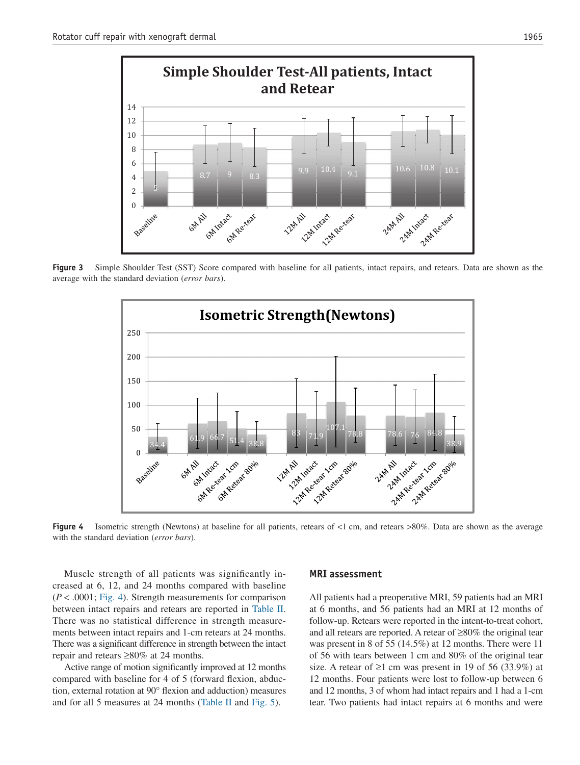**Figure 3** Simple Shoulder Test (SST) Score compared with baseline for all patients, intact repairs, and retears. Data are shown as the average with the standard deviation (*error bars*).

**Figure 4** Isometric strength (Newtons) at baseline for all patients, retears of <1 cm, and retears >80%. Data are shown as the average with the standard deviation (*error bars*).

Muscle strength of all patients was significantly increased at 6, 12, and 24 months compared with baseline ($P < .0001$; Fig. 4). Strength measurements for comparison between intact repairs and retears are reported in Table II. There was no statistical difference in strength measurements between intact repairs and 1-cm retears at 24 months. There was a significant difference in strength between the intact repair and retears ≥80% at 24 months.

Active range of motion significantly improved at 12 months compared with baseline for 4 of 5 (forward flexion, abduction, external rotation at 90° flexion and adduction) measures and for all 5 measures at 24 months (Table II and Fig. 5).

## MRI assessment

All patients had a preoperative MRI, 59 patients had an MRI at 6 months, and 56 patients had an MRI at 12 months of follow-up. Retears were reported in the intent-to-treat cohort, and all retears are reported. A retear of ≥80% the original tear was present in 8 of 55 (14.5%) at 12 months. There were 11 of 56 with tears between 1 cm and 80% of the original tear size. A retear of ≥1 cm was present in 19 of 56 (33.9%) at 12 months. Four patients were lost to follow-up between 6 and 12 months, 3 of whom had intact repairs and 1 had a 1-cm tear. Two patients had intact repairs at 6 months and were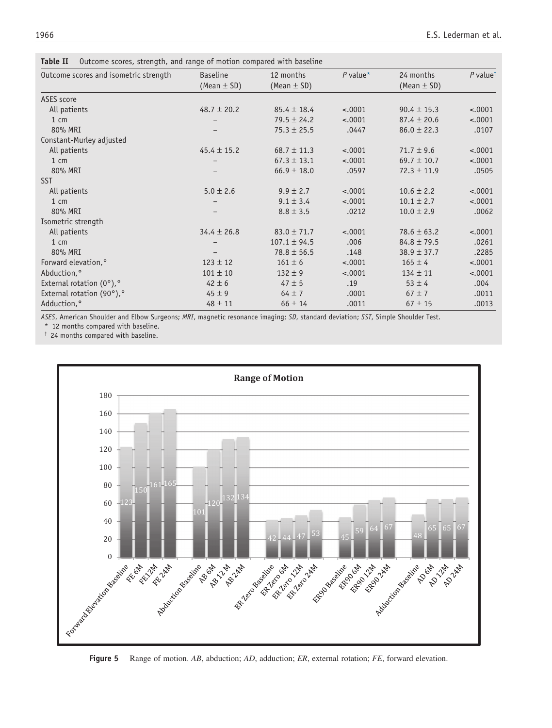**Table II** Outcome scores, strength, and range of motion compared with baseline

| Outcome scores and isometric strength | Baseline (Mean ± SD) | 12 months (Mean ± SD) | *P* value* | 24 months (Mean ± SD) | *P* value† |
|---|---|---|---|---|---|
| ASES score | | | | | |
| All patients | 48.7 ± 20.2 | 85.4 ± 18.4 | <.0001 | 90.4 ± 15.3 | <.0001 |
| 1 cm | – | 79.5 ± 24.2 | <.0001 | 87.4 ± 20.6 | <.0001 |
| 80% MRI | – | 75.3 ± 25.5 | .0447 | 86.0 ± 22.3 | .0107 |
| Constant-Murley adjusted | | | | | |
| All patients | 45.4 ± 15.2 | 68.7 ± 11.3 | <.0001 | 71.7 ± 9.6 | <.0001 |
| 1 cm | – | 67.3 ± 13.1 | <.0001 | 69.7 ± 10.7 | <.0001 |
| 80% MRI | – | 66.9 ± 18.0 | .0597 | 72.3 ± 11.9 | .0505 |
| SST | | | | | |
| All patients | 5.0 ± 2.6 | 9.9 ± 2.7 | <.0001 | 10.6 ± 2.2 | <.0001 |
| 1 cm | – | 9.1 ± 3.4 | <.0001 | 10.1 ± 2.7 | <.0001 |
| 80% MRI | – | 8.8 ± 3.5 | .0212 | 10.0 ± 2.9 | .0062 |
| Isometric strength | | | | | |
| All patients | 34.4 ± 26.8 | 83.0 ± 71.7 | <.0001 | 78.6 ± 63.2 | <.0001 |
| 1 cm | – | 107.1 ± 94.5 | .006 | 84.8 ± 79.5 | .0261 |
| 80% MRI | – | 78.8 ± 56.5 | .148 | 38.9 ± 37.7 | .2285 |
| Forward elevation,° | 123 ± 12 | 161 ± 6 | <.0001 | 165 ± 4 | <.0001 |
| Abduction,° | 101 ± 10 | 132 ± 9 | <.0001 | 134 ± 11 | <.0001 |
| External rotation (0°),° | 42 ± 6 | 47 ± 5 | .19 | 53 ± 4 | .004 |
| External rotation (90°),° | 45 ± 9 | 64 ± 7 | .0001 | 67 ± 7 | .0011 |
| Adduction,° | 48 ± 11 | 66 ± 14 | .0011 | 67 ± 15 | .0013 |

*ASES*, American Shoulder and Elbow Surgeons; *MRI*, magnetic resonance imaging; *SD*, standard deviation; *SST*, Simple Shoulder Test.
\* 12 months compared with baseline.
† 24 months compared with baseline.

**Figure 5** Range of motion. *AB*, abduction; *AD*, adduction; *ER*, external rotation; *FE*, forward elevation.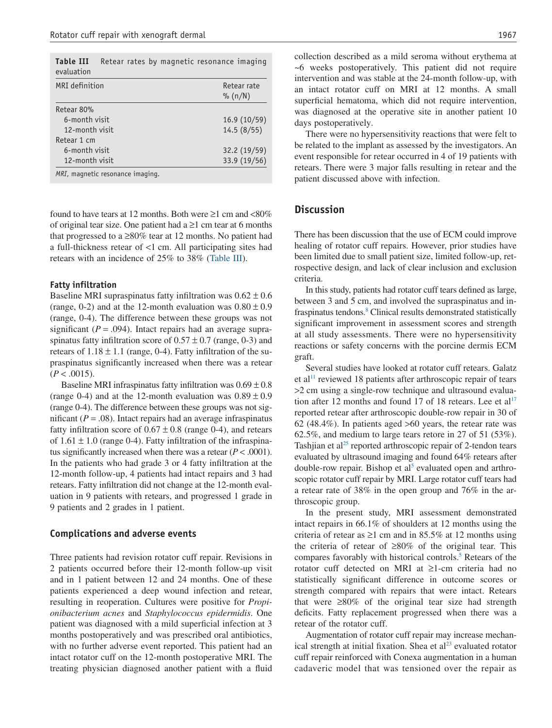**Table III** Retear rates by magnetic resonance imaging evaluation

| MRI definition | Retear rate % (n/N) |
|---|---|
| Retear 80% | |
| 6-month visit | 16.9 (10/59) |
| 12-month visit | 14.5 (8/55) |
| Retear 1 cm | |
| 6-month visit | 32.2 (19/59) |
| 12-month visit | 33.9 (19/56) |

*MRI*, magnetic resonance imaging.

found to have tears at 12 months. Both were ≥1 cm and <80% of original tear size. One patient had a ≥1 cm tear at 6 months that progressed to a ≥80% tear at 12 months. No patient had a full-thickness retear of <1 cm. All participating sites had retears with an incidence of 25% to 38% (Table III).

### Fatty infiltration

Baseline MRI supraspinatus fatty infiltration was $0.62 \pm 0.6$ (range, 0-2) and at the 12-month evaluation was $0.80 \pm 0.9$ (range, 0-4). The difference between these groups was not significant ($P = .094$). Intact repairs had an average supraspinatus fatty infiltration score of $0.57 \pm 0.7$ (range, 0-3) and retears of $1.18 \pm 1.1$ (range, 0-4). Fatty infiltration of the supraspinatus significantly increased when there was a retear ($P < .0015$).

Baseline MRI infraspinatus fatty infiltration was $0.69 \pm 0.8$ (range 0-4) and at the 12-month evaluation was $0.89 \pm 0.9$ (range 0-4). The difference between these groups was not significant ($P = .08$). Intact repairs had an average infraspinatus fatty infiltration score of $0.67 \pm 0.8$ (range 0-4), and retears of $1.61 \pm 1.0$ (range 0-4). Fatty infiltration of the infraspinatus significantly increased when there was a retear ($P < .0001$). In the patients who had grade 3 or 4 fatty infiltration at the 12-month follow-up, 4 patients had intact repairs and 3 had retears. Fatty infiltration did not change at the 12-month evaluation in 9 patients with retears, and progressed 1 grade in 9 patients and 2 grades in 1 patient.

### Complications and adverse events

Three patients had revision rotator cuff repair. Revisions in 2 patients occurred before their 12-month follow-up visit and in 1 patient between 12 and 24 months. One of these patients experienced a deep wound infection and retear, resulting in reoperation. Cultures were positive for *Propionibacterium acnes* and *Staphylococcus epidermidis*. One patient was diagnosed with a mild superficial infection at 3 months postoperatively and was prescribed oral antibiotics, with no further adverse event reported. This patient had an intact rotator cuff on the 12-month postoperative MRI. The treating physician diagnosed another patient with a fluid collection described as a mild seroma without erythema at ~6 weeks postoperatively. This patient did not require intervention and was stable at the 24-month follow-up, with an intact rotator cuff on MRI at 12 months. A small superficial hematoma, which did not require intervention, was diagnosed at the operative site in another patient 10 days postoperatively.

There were no hypersensitivity reactions that were felt to be related to the implant as assessed by the investigators. An event responsible for retear occurred in 4 of 19 patients with retears. There were 3 major falls resulting in retear and the patient discussed above with infection.

## Discussion

There has been discussion that the use of ECM could improve healing of rotator cuff repairs. However, prior studies have been limited due to small patient size, limited follow-up, retrospective design, and lack of clear inclusion and exclusion criteria.

In this study, patients had rotator cuff tears defined as large, between 3 and 5 cm, and involved the supraspinatus and infraspinatus tendons.[8] Clinical results demonstrated statistically significant improvement in assessment scores and strength at all study assessments. There were no hypersensitivity reactions or safety concerns with the porcine dermis ECM graft.

Several studies have looked at rotator cuff retears. Galatz et al[11] reviewed 18 patients after arthroscopic repair of tears >2 cm using a single-row technique and ultrasound evaluation after 12 months and found 17 of 18 retears. Lee et al[17] reported retear after arthroscopic double-row repair in 30 of 62 (48.4%). In patients aged >60 years, the retear rate was 62.5%, and medium to large tears retore in 27 of 51 (53%). Tashjian et al[25] reported arthroscopic repair of 2-tendon tears evaluated by ultrasound imaging and found 64% retears after double-row repair. Bishop et al[5] evaluated open and arthroscopic rotator cuff repair by MRI. Large rotator cuff tears had a retear rate of 38% in the open group and 76% in the arthroscopic group.

In the present study, MRI assessment demonstrated intact repairs in 66.1% of shoulders at 12 months using the criteria of retear as ≥1 cm and in 85.5% at 12 months using the criteria of retear of ≥80% of the original tear. This compares favorably with historical controls.[5] Retears of the rotator cuff detected on MRI at ≥1-cm criteria had no statistically significant difference in outcome scores or strength compared with repairs that were intact. Retears that were ≥80% of the original tear size had strength deficits. Fatty replacement progressed when there was a retear of the rotator cuff.

Augmentation of rotator cuff repair may increase mechanical strength at initial fixation. Shea et al[23] evaluated rotator cuff repair reinforced with Conexa augmentation in a human cadaveric model that was tensioned over the repair as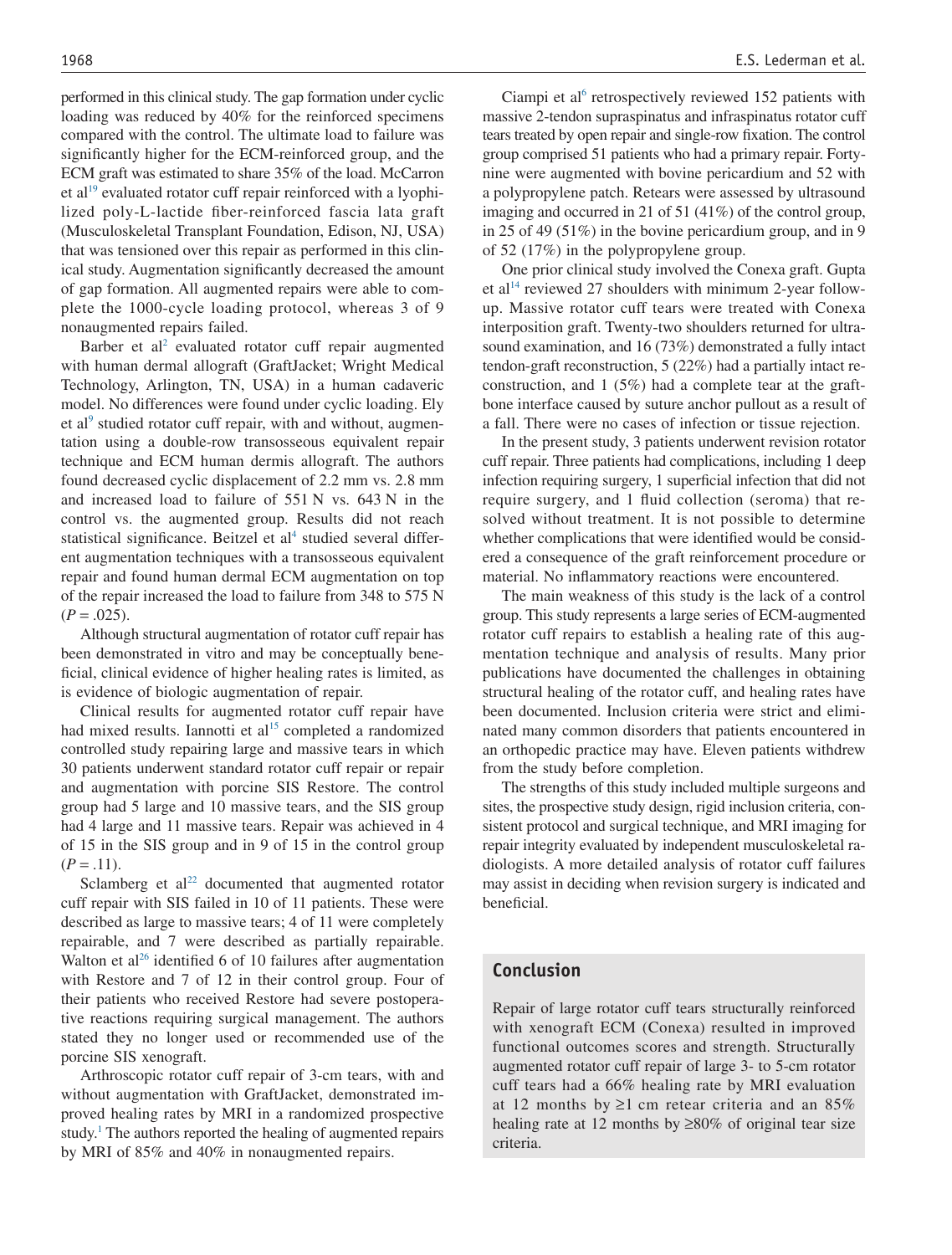performed in this clinical study. The gap formation under cyclic loading was reduced by 40% for the reinforced specimens compared with the control. The ultimate load to failure was significantly higher for the ECM-reinforced group, and the ECM graft was estimated to share 35% of the load. McCarron et al[19] evaluated rotator cuff repair reinforced with a lyophilized poly-L-lactide fiber-reinforced fascia lata graft (Musculoskeletal Transplant Foundation, Edison, NJ, USA) that was tensioned over this repair as performed in this clinical study. Augmentation significantly decreased the amount of gap formation. All augmented repairs were able to complete the 1000-cycle loading protocol, whereas 3 of 9 nonaugmented repairs failed.

Barber et al[2] evaluated rotator cuff repair augmented with human dermal allograft (GraftJacket; Wright Medical Technology, Arlington, TN, USA) in a human cadaveric model. No differences were found under cyclic loading. Ely et al[9] studied rotator cuff repair, with and without, augmentation using a double-row transosseous equivalent repair technique and ECM human dermis allograft. The authors found decreased cyclic displacement of 2.2 mm vs. 2.8 mm and increased load to failure of 551 N vs. 643 N in the control vs. the augmented group. Results did not reach statistical significance. Beitzel et al[4] studied several different augmentation techniques with a transosseous equivalent repair and found human dermal ECM augmentation on top of the repair increased the load to failure from 348 to 575 N ($P = .025$).

Although structural augmentation of rotator cuff repair has been demonstrated in vitro and may be conceptually beneficial, clinical evidence of higher healing rates is limited, as is evidence of biologic augmentation of repair.

Clinical results for augmented rotator cuff repair have had mixed results. Iannotti et al[15] completed a randomized controlled study repairing large and massive tears in which 30 patients underwent standard rotator cuff repair or repair and augmentation with porcine SIS Restore. The control group had 5 large and 10 massive tears, and the SIS group had 4 large and 11 massive tears. Repair was achieved in 4 of 15 in the SIS group and in 9 of 15 in the control group ($P = .11$).

Sclamberg et al[22] documented that augmented rotator cuff repair with SIS failed in 10 of 11 patients. These were described as large to massive tears; 4 of 11 were completely repairable, and 7 were described as partially repairable. Walton et al[26] identified 6 of 10 failures after augmentation with Restore and 7 of 12 in their control group. Four of their patients who received Restore had severe postoperative reactions requiring surgical management. The authors stated they no longer used or recommended use of the porcine SIS xenograft.

Arthroscopic rotator cuff repair of 3-cm tears, with and without augmentation with GraftJacket, demonstrated improved healing rates by MRI in a randomized prospective study.[1] The authors reported the healing of augmented repairs by MRI of 85% and 40% in nonaugmented repairs.

Ciampi et al[6] retrospectively reviewed 152 patients with massive 2-tendon supraspinatus and infraspinatus rotator cuff tears treated by open repair and single-row fixation. The control group comprised 51 patients who had a primary repair. Forty-nine were augmented with bovine pericardium and 52 with a polypropylene patch. Retears were assessed by ultrasound imaging and occurred in 21 of 51 (41%) of the control group, in 25 of 49 (51%) in the bovine pericardium group, and in 9 of 52 (17%) in the polypropylene group.

One prior clinical study involved the Conexa graft. Gupta et al[14] reviewed 27 shoulders with minimum 2-year follow-up. Massive rotator cuff tears were treated with Conexa interposition graft. Twenty-two shoulders returned for ultrasound examination, and 16 (73%) demonstrated a fully intact tendon-graft reconstruction, 5 (22%) had a partially intact reconstruction, and 1 (5%) had a complete tear at the graft-bone interface caused by suture anchor pullout as a result of a fall. There were no cases of infection or tissue rejection.

In the present study, 3 patients underwent revision rotator cuff repair. Three patients had complications, including 1 deep infection requiring surgery, 1 superficial infection that did not require surgery, and 1 fluid collection (seroma) that resolved without treatment. It is not possible to determine whether complications that were identified would be considered a consequence of the graft reinforcement procedure or material. No inflammatory reactions were encountered.

The main weakness of this study is the lack of a control group. This study represents a large series of ECM-augmented rotator cuff repairs to establish a healing rate of this augmentation technique and analysis of results. Many prior publications have documented the challenges in obtaining structural healing of the rotator cuff, and healing rates have been documented. Inclusion criteria were strict and eliminated many common disorders that patients encountered in an orthopedic practice may have. Eleven patients withdrew from the study before completion.

The strengths of this study included multiple surgeons and sites, the prospective study design, rigid inclusion criteria, consistent protocol and surgical technique, and MRI imaging for repair integrity evaluated by independent musculoskeletal radiologists. A more detailed analysis of rotator cuff failures may assist in deciding when revision surgery is indicated and beneficial.

## Conclusion

Repair of large rotator cuff tears structurally reinforced with xenograft ECM (Conexa) resulted in improved functional outcomes scores and strength. Structurally augmented rotator cuff repair of large 3- to 5-cm rotator cuff tears had a 66% healing rate by MRI evaluation at 12 months by ≥1 cm retear criteria and an 85% healing rate at 12 months by ≥80% of original tear size criteria.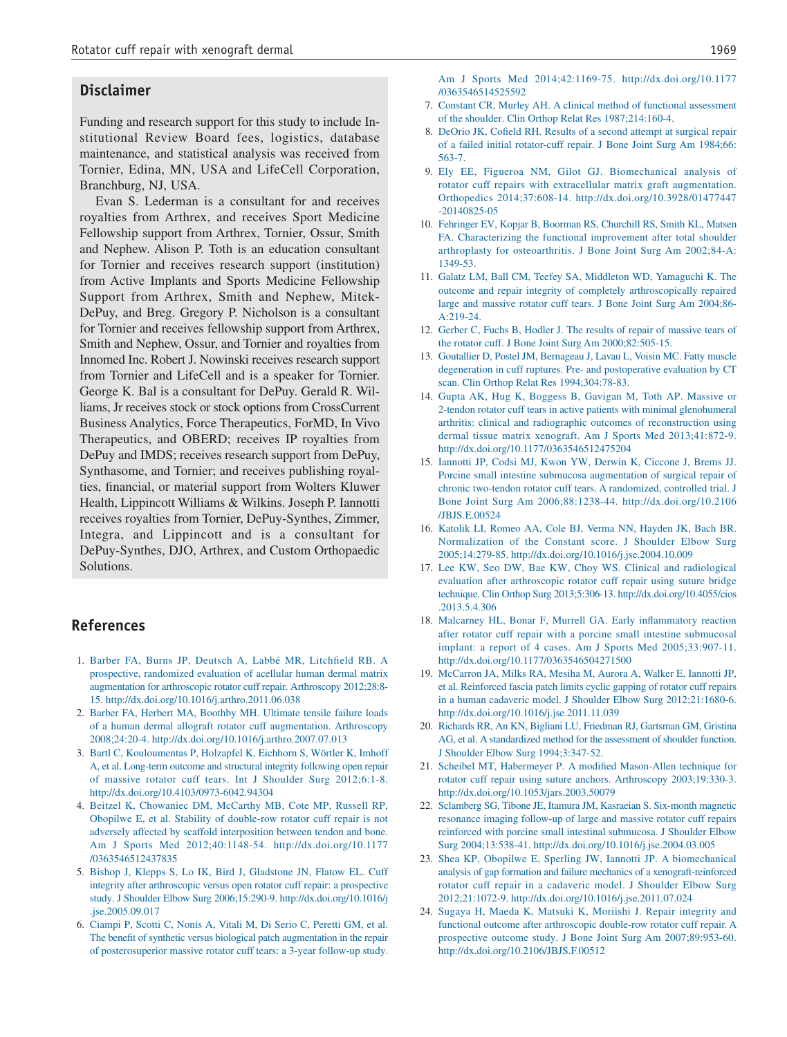## Disclaimer

Funding and research support for this study to include Institutional Review Board fees, logistics, database maintenance, and statistical analysis was received from Tornier, Edina, MN, USA and LifeCell Corporation, Branchburg, NJ, USA.

Evan S. Lederman is a consultant for and receives royalties from Arthrex, and receives Sport Medicine Fellowship support from Arthrex, Tornier, Ossur, Smith and Nephew. Alison P. Toth is an education consultant for Tornier and receives research support (institution) from Active Implants and Sports Medicine Fellowship Support from Arthrex, Smith and Nephew, Mitek-DePuy, and Breg. Gregory P. Nicholson is a consultant for Tornier and receives fellowship support from Arthrex, Smith and Nephew, Ossur, and Tornier and royalties from Innomed Inc. Robert J. Nowinski receives research support from Tornier and LifeCell and is a speaker for Tornier. George K. Bal is a consultant for DePuy. Gerald R. Williams, Jr receives stock or stock options from CrossCurrent Business Analytics, Force Therapeutics, ForMD, In Vivo Therapeutics, and OBERD; receives IP royalties from DePuy and IMDS; receives research support from DePuy, Synthasome, and Tornier; and receives publishing royalties, financial, or material support from Wolters Kluwer Health, Lippincott Williams & Wilkins. Joseph P. Iannotti receives royalties from Tornier, DePuy-Synthes, Zimmer, Integra, and Lippincott and is a consultant for DePuy-Synthes, DJO, Arthrex, and Custom Orthopaedic Solutions.

## References

1. Barber FA, Burns JP, Deutsch A, Labbé MR, Litchfield RB. A prospective, randomized evaluation of acellular human dermal matrix augmentation for arthroscopic rotator cuff repair. Arthroscopy 2012;28:8-15. http://dx.doi.org/10.1016/j.arthro.2011.06.038
2. Barber FA, Herbert MA, Boothby MH. Ultimate tensile failure loads of a human dermal allograft rotator cuff augmentation. Arthroscopy 2008;24:20-4. http://dx.doi.org/10.1016/j.arthro.2007.07.013
3. Bartl C, Kouloumentas P, Holzapfel K, Eichhorn S, Wörtler K, Imhoff A, et al. Long-term outcome and structural integrity following open repair of massive rotator cuff tears. Int J Shoulder Surg 2012;6:1-8. http://dx.doi.org/10.4103/0973-6042.94304
4. Beitzel K, Chowaniec DM, McCarthy MB, Cote MP, Russell RP, Obopilwe E, et al. Stability of double-row rotator cuff repair is not adversely affected by scaffold interposition between tendon and bone. Am J Sports Med 2012;40:1148-54. http://dx.doi.org/10.1177/0363546512437835
5. Bishop J, Klepps S, Lo IK, Bird J, Gladstone JN, Flatow EL. Cuff integrity after arthroscopic versus open rotator cuff repair: a prospective study. J Shoulder Elbow Surg 2006;15:290-9. http://dx.doi.org/10.1016/j.jse.2005.09.017
6. Ciampi P, Scotti C, Nonis A, Vitali M, Di Serio C, Peretti GM, et al. The benefit of synthetic versus biological patch augmentation in the repair of posterosuperior massive rotator cuff tears: a 3-year follow-up study. Am J Sports Med 2014;42:1169-75. http://dx.doi.org/10.1177/0363546514525592
7. Constant CR, Murley AH. A clinical method of functional assessment of the shoulder. Clin Orthop Relat Res 1987;214:160-4.
8. DeOrio JK, Cofield RH. Results of a second attempt at surgical repair of a failed initial rotator-cuff repair. J Bone Joint Surg Am 1984;66:563-7.
9. Ely EE, Figueroa NM, Gilot GJ. Biomechanical analysis of rotator cuff repairs with extracellular matrix graft augmentation. Orthopedics 2014;37:608-14. http://dx.doi.org/10.3928/01477447-20140825-05
10. Fehringer EV, Kopjar B, Boorman RS, Churchill RS, Smith KL, Matsen FA. Characterizing the functional improvement after total shoulder arthroplasty for osteoarthritis. J Bone Joint Surg Am 2002;84-A:1349-53.
11. Galatz LM, Ball CM, Teefey SA, Middleton WD, Yamaguchi K. The outcome and repair integrity of completely arthroscopically repaired large and massive rotator cuff tears. J Bone Joint Surg Am 2004;86-A:219-24.
12. Gerber C, Fuchs B, Hodler J. The results of repair of massive tears of the rotator cuff. J Bone Joint Surg Am 2000;82:505-15.
13. Goutallier D, Postel JM, Bernageau J, Lavau L, Voisin MC. Fatty muscle degeneration in cuff ruptures. Pre- and postoperative evaluation by CT scan. Clin Orthop Relat Res 1994;304:78-83.
14. Gupta AK, Hug K, Boggess B, Gavigan M, Toth AP. Massive or 2-tendon rotator cuff tears in active patients with minimal glenohumeral arthritis: clinical and radiographic outcomes of reconstruction using dermal tissue matrix xenograft. Am J Sports Med 2013;41:872-9. http://dx.doi.org/10.1177/0363546512475204
15. Iannotti JP, Codsi MJ, Kwon YW, Derwin K, Ciccone J, Brems JJ. Porcine small intestine submucosa augmentation of surgical repair of chronic two-tendon rotator cuff tears. A randomized, controlled trial. J Bone Joint Surg Am 2006;88:1238-44. http://dx.doi.org/10.2106/JBJS.E.00524
16. Katolik LI, Romeo AA, Cole BJ, Verma NN, Hayden JK, Bach BR. Normalization of the Constant score. J Shoulder Elbow Surg 2005;14:279-85. http://dx.doi.org/10.1016/j.jse.2004.10.009
17. Lee KW, Seo DW, Bae KW, Choy WS. Clinical and radiological evaluation after arthroscopic rotator cuff repair using suture bridge technique. Clin Orthop Surg 2013;5:306-13. http://dx.doi.org/10.4055/cios.2013.5.4.306
18. Malcarney HL, Bonar F, Murrell GA. Early inflammatory reaction after rotator cuff repair with a porcine small intestine submucosal implant: a report of 4 cases. Am J Sports Med 2005;33:907-11. http://dx.doi.org/10.1177/0363546504271500
19. McCarron JA, Milks RA, Mesiha M, Aurora A, Walker E, Iannotti JP, et al. Reinforced fascia patch limits cyclic gapping of rotator cuff repairs in a human cadaveric model. J Shoulder Elbow Surg 2012;21:1680-6. http://dx.doi.org/10.1016/j.jse.2011.11.039
20. Richards RR, An KN, Bigliani LU, Friedman RJ, Gartsman GM, Gristina AG, et al. A standardized method for the assessment of shoulder function. J Shoulder Elbow Surg 1994;3:347-52.
21. Scheibel MT, Habermeyer P. A modified Mason-Allen technique for rotator cuff repair using suture anchors. Arthroscopy 2003;19:330-3. http://dx.doi.org/10.1053/jars.2003.50079
22. Sclamberg SG, Tibone JE, Itamura JM, Kasraeian S. Six-month magnetic resonance imaging follow-up of large and massive rotator cuff repairs reinforced with porcine small intestinal submucosa. J Shoulder Elbow Surg 2004;13:538-41. http://dx.doi.org/10.1016/j.jse.2004.03.005
23. Shea KP, Obopilwe E, Sperling JW, Iannotti JP. A biomechanical analysis of gap formation and failure mechanics of a xenograft-reinforced rotator cuff repair in a cadaveric model. J Shoulder Elbow Surg 2012;21:1072-9. http://dx.doi.org/10.1016/j.jse.2011.07.024
24. Sugaya H, Maeda K, Matsuki K, Moriishi J. Repair integrity and functional outcome after arthroscopic double-row rotator cuff repair. A prospective outcome study. J Bone Joint Surg Am 2007;89:953-60. http://dx.doi.org/10.2106/JBJS.F.00512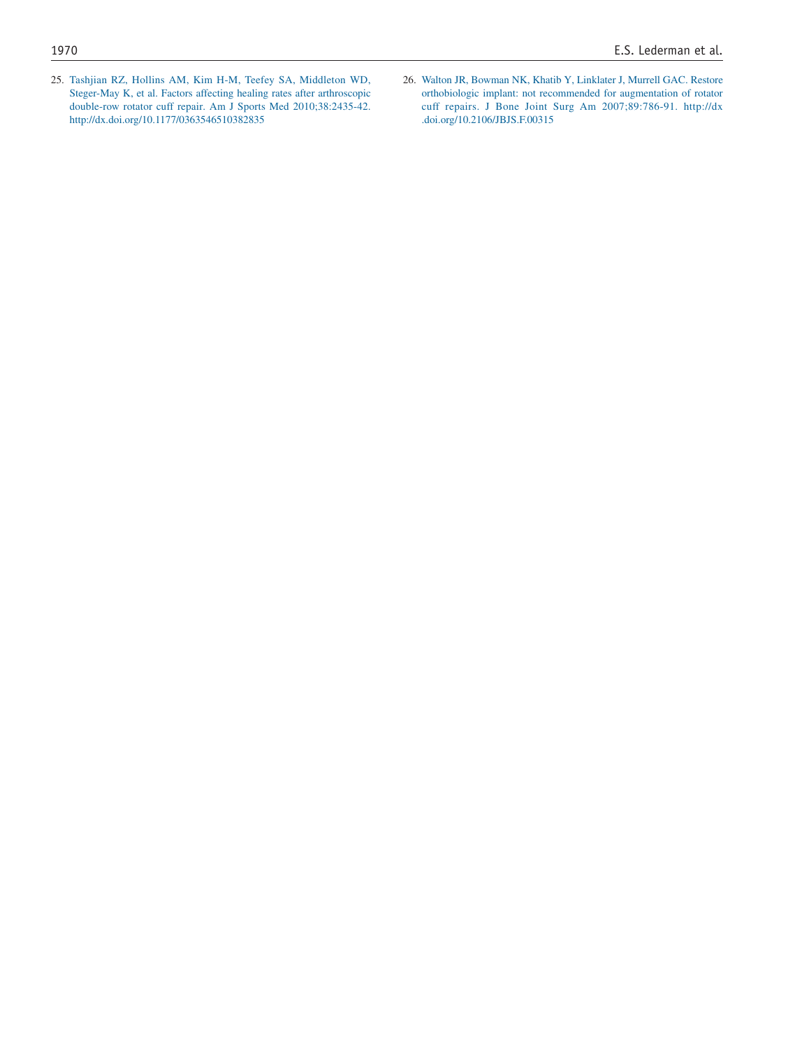25. Tashjian RZ, Hollins AM, Kim H-M, Teefey SA, Middleton WD, Steger-May K, et al. Factors affecting healing rates after arthroscopic double-row rotator cuff repair. Am J Sports Med 2010;38:2435-42. http://dx.doi.org/10.1177/0363546510382835

26. Walton JR, Bowman NK, Khatib Y, Linklater J, Murrell GAC. Restore orthobiologic implant: not recommended for augmentation of rotator cuff repairs. J Bone Joint Surg Am 2007;89:786-91. http://dx.doi.org/10.2106/JBJS.F.00315